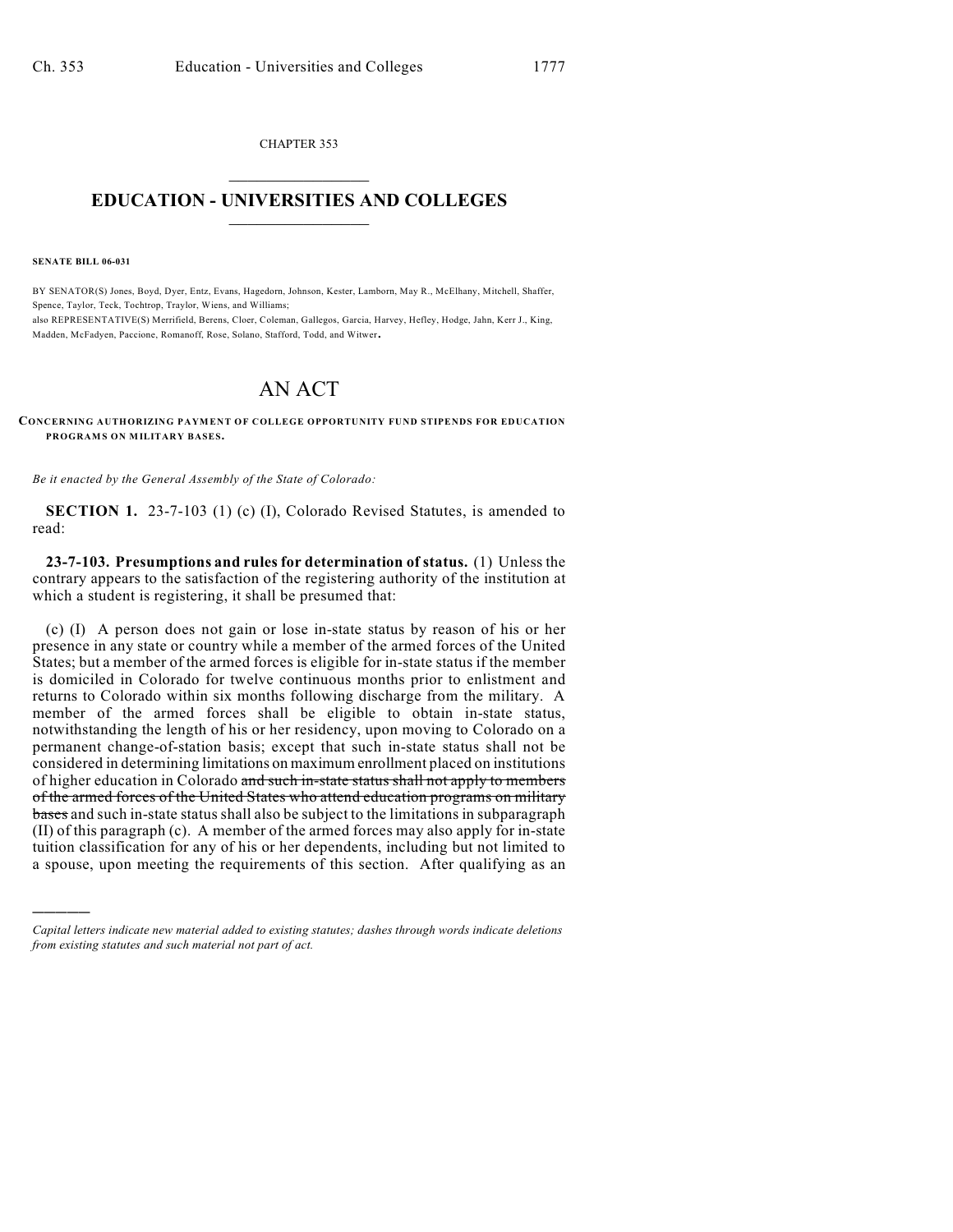CHAPTER 353

# EDUCATION - UNIVERSITIES AND COLLEGES

**SENATE BILL 06-031**

BY SENATOR(S) Jones, Boyd, Dyer, Entz, Evans, Hagedorn, Johnson, Kester, Lamborn, May R., McElhany, Mitchell, Shaffer, Spence, Taylor, Teck, Tochtrop, Traylor, Wiens, and Williams;
also REPRESENTATIVE(S) Merrifield, Berens, Cloer, Coleman, Gallegos, Garcia, Harvey, Hefley, Hodge, Jahn, Kerr J., King, Madden, McFadyen, Paccione, Romanoff, Rose, Solano, Stafford, Todd, and Witwer.

# AN ACT

**CONCERNING AUTHORIZING PAYMENT OF COLLEGE OPPORTUNITY FUND STIPENDS FOR EDUCATION PROGRAMS ON MILITARY BASES.**

*Be it enacted by the General Assembly of the State of Colorado:*

**SECTION 1.** 23-7-103 (1) (c) (I), Colorado Revised Statutes, is amended to read:

**23-7-103. Presumptions and rules for determination of status.** (1) Unless the contrary appears to the satisfaction of the registering authority of the institution at which a student is registering, it shall be presumed that:

(c) (I) A person does not gain or lose in-state status by reason of his or her presence in any state or country while a member of the armed forces of the United States; but a member of the armed forces is eligible for in-state status if the member is domiciled in Colorado for twelve continuous months prior to enlistment and returns to Colorado within six months following discharge from the military. A member of the armed forces shall be eligible to obtain in-state status, notwithstanding the length of his or her residency, upon moving to Colorado on a permanent change-of-station basis; except that such in-state status shall not be considered in determining limitations on maximum enrollment placed on institutions of higher education in Colorado ~~and such in-state status shall not apply to members of the armed forces of the United States who attend education programs on military bases~~ and such in-state status shall also be subject to the limitations in subparagraph (II) of this paragraph (c). A member of the armed forces may also apply for in-state tuition classification for any of his or her dependents, including but not limited to a spouse, upon meeting the requirements of this section. After qualifying as an

---

*Capital letters indicate new material added to existing statutes; dashes through words indicate deletions from existing statutes and such material not part of act.*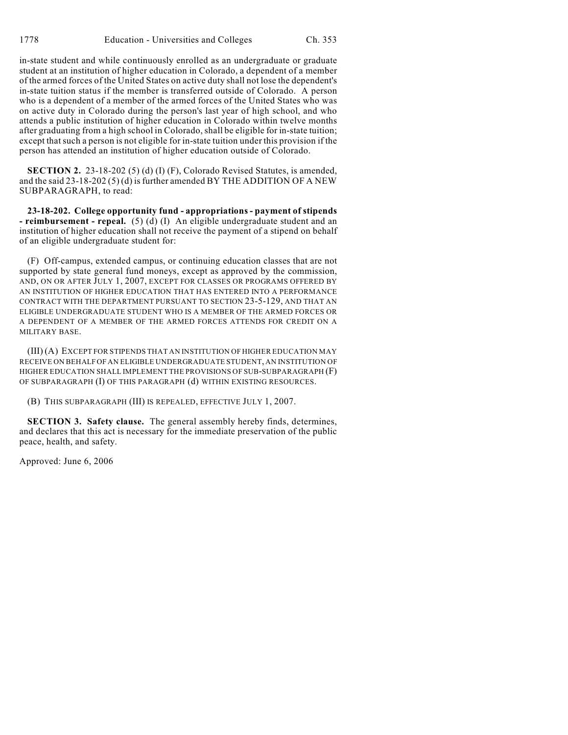in-state student and while continuously enrolled as an undergraduate or graduate student at an institution of higher education in Colorado, a dependent of a member of the armed forces of the United States on active duty shall not lose the dependent's in-state tuition status if the member is transferred outside of Colorado. A person who is a dependent of a member of the armed forces of the United States who was on active duty in Colorado during the person's last year of high school, and who attends a public institution of higher education in Colorado within twelve months after graduating from a high school in Colorado, shall be eligible for in-state tuition; except that such a person is not eligible for in-state tuition under this provision if the person has attended an institution of higher education outside of Colorado.

**SECTION 2.** 23-18-202 (5) (d) (I) (F), Colorado Revised Statutes, is amended, and the said 23-18-202 (5) (d) is further amended BY THE ADDITION OF A NEW SUBPARAGRAPH, to read:

**23-18-202. College opportunity fund - appropriations - payment of stipends - reimbursement - repeal.** (5) (d) (I) An eligible undergraduate student and an institution of higher education shall not receive the payment of a stipend on behalf of an eligible undergraduate student for:

(F) Off-campus, extended campus, or continuing education classes that are not supported by state general fund moneys, except as approved by the commission, AND, ON OR AFTER JULY 1, 2007, EXCEPT FOR CLASSES OR PROGRAMS OFFERED BY AN INSTITUTION OF HIGHER EDUCATION THAT HAS ENTERED INTO A PERFORMANCE CONTRACT WITH THE DEPARTMENT PURSUANT TO SECTION 23-5-129, AND THAT AN ELIGIBLE UNDERGRADUATE STUDENT WHO IS A MEMBER OF THE ARMED FORCES OR A DEPENDENT OF A MEMBER OF THE ARMED FORCES ATTENDS FOR CREDIT ON A MILITARY BASE.

(III) (A) EXCEPT FOR STIPENDS THAT AN INSTITUTION OF HIGHER EDUCATION MAY RECEIVE ON BEHALF OF AN ELIGIBLE UNDERGRADUATE STUDENT, AN INSTITUTION OF HIGHER EDUCATION SHALL IMPLEMENT THE PROVISIONS OF SUB-SUBPARAGRAPH (F) OF SUBPARAGRAPH (I) OF THIS PARAGRAPH (d) WITHIN EXISTING RESOURCES.

(B) THIS SUBPARAGRAPH (III) IS REPEALED, EFFECTIVE JULY 1, 2007.

**SECTION 3. Safety clause.** The general assembly hereby finds, determines, and declares that this act is necessary for the immediate preservation of the public peace, health, and safety.

Approved: June 6, 2006